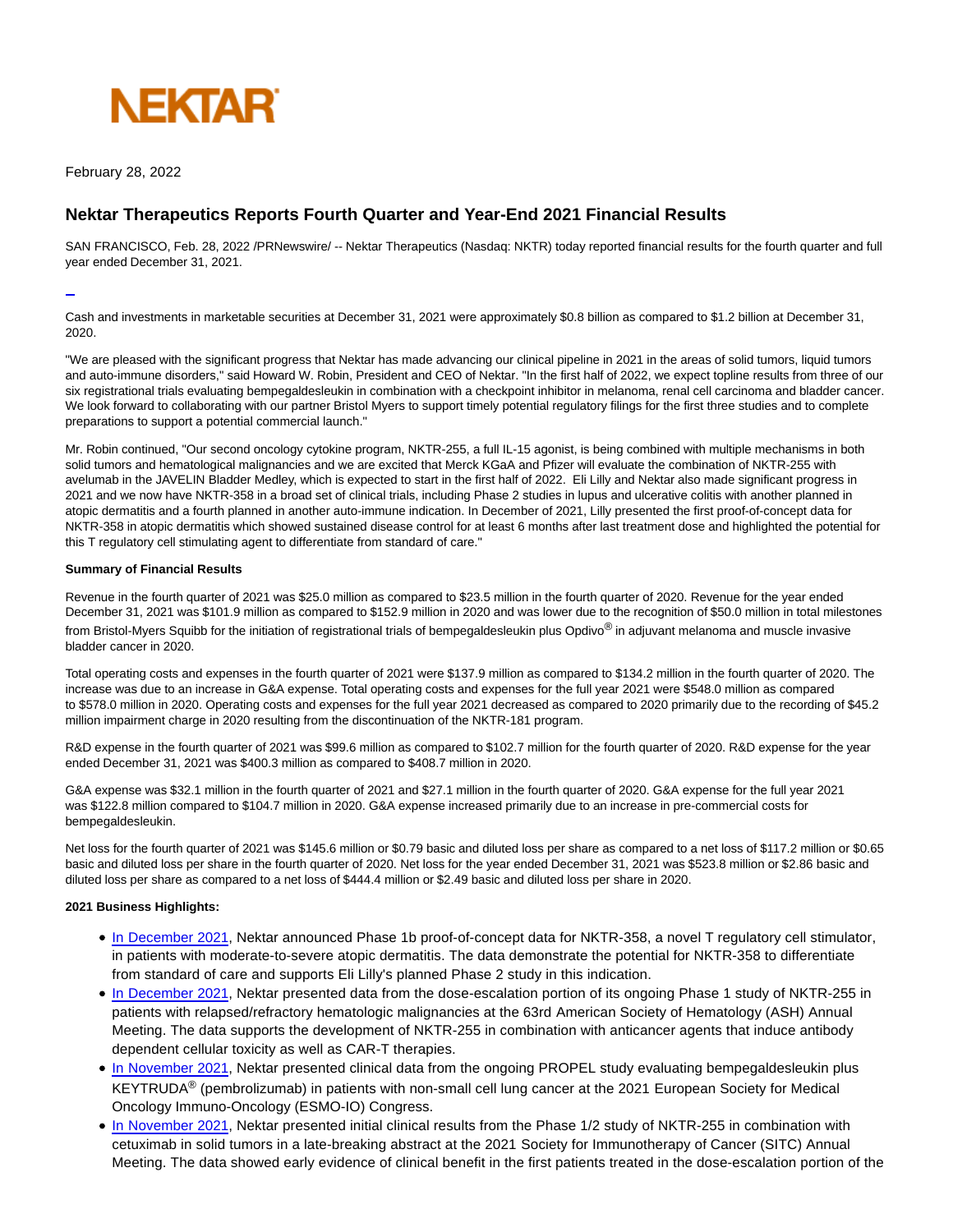NEKTAR

February 28, 2022

# Nektar Therapeutics Reports Fourth Quarter and Year-End 2021 Financial Results

SAN FRANCISCO, Feb. 28, 2022 /PRNewswire/ -- Nektar Therapeutics (Nasdaq: NKTR) today reported financial results for the fourth quarter and full year ended December 31, 2021.

Cash and investments in marketable securities at December 31, 2021 were approximately $0.8 billion as compared to $1.2 billion at December 31, 2020.

"We are pleased with the significant progress that Nektar has made advancing our clinical pipeline in 2021 in the areas of solid tumors, liquid tumors and auto-immune disorders," said Howard W. Robin, President and CEO of Nektar. "In the first half of 2022, we expect topline results from three of our six registrational trials evaluating bempegaldesleukin in combination with a checkpoint inhibitor in melanoma, renal cell carcinoma and bladder cancer. We look forward to collaborating with our partner Bristol Myers to support timely potential regulatory filings for the first three studies and to complete preparations to support a potential commercial launch."

Mr. Robin continued, "Our second oncology cytokine program, NKTR-255, a full IL-15 agonist, is being combined with multiple mechanisms in both solid tumors and hematological malignancies and we are excited that Merck KGaA and Pfizer will evaluate the combination of NKTR-255 with avelumab in the JAVELIN Bladder Medley, which is expected to start in the first half of 2022. Eli Lilly and Nektar also made significant progress in 2021 and we now have NKTR-358 in a broad set of clinical trials, including Phase 2 studies in lupus and ulcerative colitis with another planned in atopic dermatitis and a fourth planned in another auto-immune indication. In December of 2021, Lilly presented the first proof-of-concept data for NKTR-358 in atopic dermatitis which showed sustained disease control for at least 6 months after last treatment dose and highlighted the potential for this T regulatory cell stimulating agent to differentiate from standard of care."

**Summary of Financial Results**

Revenue in the fourth quarter of 2021 was $25.0 million as compared to $23.5 million in the fourth quarter of 2020. Revenue for the year ended December 31, 2021 was $101.9 million as compared to $152.9 million in 2020 and was lower due to the recognition of $50.0 million in total milestones from Bristol-Myers Squibb for the initiation of registrational trials of bempegaldesleukin plus Opdivo® in adjuvant melanoma and muscle invasive bladder cancer in 2020.

Total operating costs and expenses in the fourth quarter of 2021 were $137.9 million as compared to $134.2 million in the fourth quarter of 2020. The increase was due to an increase in G&A expense. Total operating costs and expenses for the full year 2021 were $548.0 million as compared to $578.0 million in 2020. Operating costs and expenses for the full year 2021 decreased as compared to 2020 primarily due to the recording of $45.2 million impairment charge in 2020 resulting from the discontinuation of the NKTR-181 program.

R&D expense in the fourth quarter of 2021 was $99.6 million as compared to $102.7 million for the fourth quarter of 2020. R&D expense for the year ended December 31, 2021 was $400.3 million as compared to $408.7 million in 2020.

G&A expense was $32.1 million in the fourth quarter of 2021 and $27.1 million in the fourth quarter of 2020. G&A expense for the full year 2021 was $122.8 million compared to $104.7 million in 2020. G&A expense increased primarily due to an increase in pre-commercial costs for bempegaldesleukin.

Net loss for the fourth quarter of 2021 was $145.6 million or $0.79 basic and diluted loss per share as compared to a net loss of $117.2 million or $0.65 basic and diluted loss per share in the fourth quarter of 2020. Net loss for the year ended December 31, 2021 was $523.8 million or $2.86 basic and diluted loss per share as compared to a net loss of $444.4 million or $2.49 basic and diluted loss per share in 2020.

**2021 Business Highlights:**

- In December 2021, Nektar announced Phase 1b proof-of-concept data for NKTR-358, a novel T regulatory cell stimulator, in patients with moderate-to-severe atopic dermatitis. The data demonstrate the potential for NKTR-358 to differentiate from standard of care and supports Eli Lilly's planned Phase 2 study in this indication.
- In December 2021, Nektar presented data from the dose-escalation portion of its ongoing Phase 1 study of NKTR-255 in patients with relapsed/refractory hematologic malignancies at the 63rd American Society of Hematology (ASH) Annual Meeting. The data supports the development of NKTR-255 in combination with anticancer agents that induce antibody dependent cellular toxicity as well as CAR-T therapies.
- In November 2021, Nektar presented clinical data from the ongoing PROPEL study evaluating bempegaldesleukin plus KEYTRUDA® (pembrolizumab) in patients with non-small cell lung cancer at the 2021 European Society for Medical Oncology Immuno-Oncology (ESMO-IO) Congress.
- In November 2021, Nektar presented initial clinical results from the Phase 1/2 study of NKTR-255 in combination with cetuximab in solid tumors in a late-breaking abstract at the 2021 Society for Immunotherapy of Cancer (SITC) Annual Meeting. The data showed early evidence of clinical benefit in the first patients treated in the dose-escalation portion of the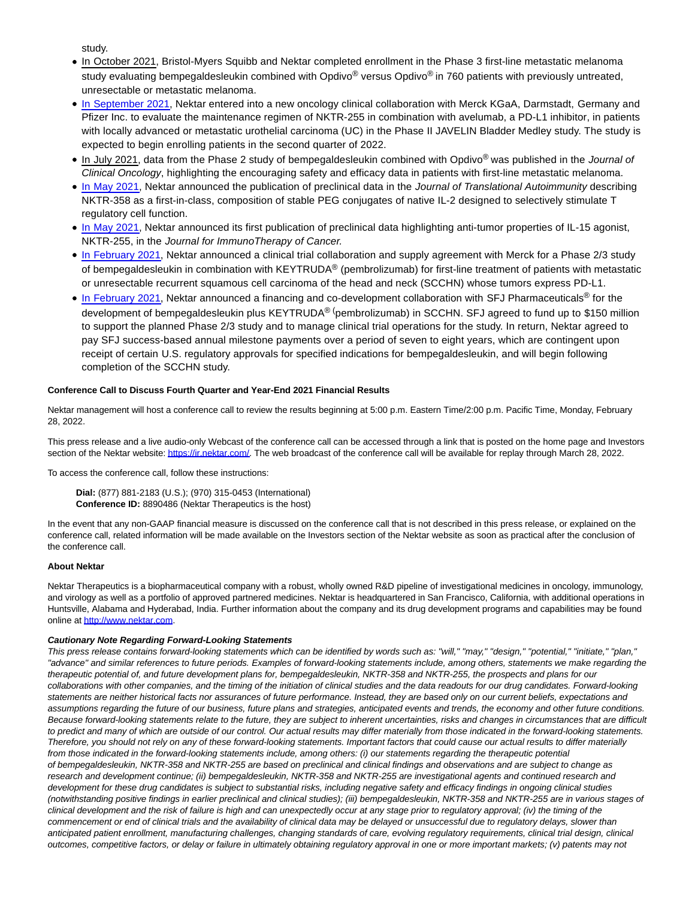study.

- In October 2021, Bristol-Myers Squibb and Nektar completed enrollment in the Phase 3 first-line metastatic melanoma study evaluating bempegaldesleukin combined with Opdivo® versus Opdivo® in 760 patients with previously untreated, unresectable or metastatic melanoma.
- In September 2021, Nektar entered into a new oncology clinical collaboration with Merck KGaA, Darmstadt, Germany and Pfizer Inc. to evaluate the maintenance regimen of NKTR-255 in combination with avelumab, a PD-L1 inhibitor, in patients with locally advanced or metastatic urothelial carcinoma (UC) in the Phase II JAVELIN Bladder Medley study. The study is expected to begin enrolling patients in the second quarter of 2022.
- In July 2021, data from the Phase 2 study of bempegaldesleukin combined with Opdivo® was published in the *Journal of Clinical Oncology*, highlighting the encouraging safety and efficacy data in patients with first-line metastatic melanoma.
- In May 2021, Nektar announced the publication of preclinical data in the *Journal of Translational Autoimmunity* describing NKTR-358 as a first-in-class, composition of stable PEG conjugates of native IL-2 designed to selectively stimulate T regulatory cell function.
- In May 2021, Nektar announced its first publication of preclinical data highlighting anti-tumor properties of IL-15 agonist, NKTR-255, in the *Journal for ImmunoTherapy of Cancer.*
- In February 2021, Nektar announced a clinical trial collaboration and supply agreement with Merck for a Phase 2/3 study of bempegaldesleukin in combination with KEYTRUDA® (pembrolizumab) for first-line treatment of patients with metastatic or unresectable recurrent squamous cell carcinoma of the head and neck (SCCHN) whose tumors express PD-L1.
- In February 2021, Nektar announced a financing and co-development collaboration with SFJ Pharmaceuticals® for the development of bempegaldesleukin plus KEYTRUDA® (pembrolizumab) in SCCHN. SFJ agreed to fund up to $150 million to support the planned Phase 2/3 study and to manage clinical trial operations for the study. In return, Nektar agreed to pay SFJ success-based annual milestone payments over a period of seven to eight years, which are contingent upon receipt of certain U.S. regulatory approvals for specified indications for bempegaldesleukin, and will begin following completion of the SCCHN study.

**Conference Call to Discuss Fourth Quarter and Year-End 2021 Financial Results**

Nektar management will host a conference call to review the results beginning at 5:00 p.m. Eastern Time/2:00 p.m. Pacific Time, Monday, February 28, 2022.

This press release and a live audio-only Webcast of the conference call can be accessed through a link that is posted on the home page and Investors section of the Nektar website: https://ir.nektar.com/. The web broadcast of the conference call will be available for replay through March 28, 2022.

To access the conference call, follow these instructions:

**Dial:** (877) 881-2183 (U.S.); (970) 315-0453 (International)
**Conference ID:** 8890486 (Nektar Therapeutics is the host)

In the event that any non-GAAP financial measure is discussed on the conference call that is not described in this press release, or explained on the conference call, related information will be made available on the Investors section of the Nektar website as soon as practical after the conclusion of the conference call.

**About Nektar**

Nektar Therapeutics is a biopharmaceutical company with a robust, wholly owned R&D pipeline of investigational medicines in oncology, immunology, and virology as well as a portfolio of approved partnered medicines. Nektar is headquartered in San Francisco, California, with additional operations in Huntsville, Alabama and Hyderabad, India. Further information about the company and its drug development programs and capabilities may be found online at http://www.nektar.com.

***Cautionary Note Regarding Forward-Looking Statements***

*This press release contains forward-looking statements which can be identified by words such as: "will," "may," "design," "potential," "initiate," "plan," "advance" and similar references to future periods. Examples of forward-looking statements include, among others, statements we make regarding the therapeutic potential of, and future development plans for, bempegaldesleukin, NKTR-358 and NKTR-255, the prospects and plans for our collaborations with other companies, and the timing of the initiation of clinical studies and the data readouts for our drug candidates. Forward-looking statements are neither historical facts nor assurances of future performance. Instead, they are based only on our current beliefs, expectations and assumptions regarding the future of our business, future plans and strategies, anticipated events and trends, the economy and other future conditions. Because forward-looking statements relate to the future, they are subject to inherent uncertainties, risks and changes in circumstances that are difficult to predict and many of which are outside of our control. Our actual results may differ materially from those indicated in the forward-looking statements. Therefore, you should not rely on any of these forward-looking statements. Important factors that could cause our actual results to differ materially from those indicated in the forward-looking statements include, among others: (i) our statements regarding the therapeutic potential of bempegaldesleukin, NKTR-358 and NKTR-255 are based on preclinical and clinical findings and observations and are subject to change as research and development continue; (ii) bempegaldesleukin, NKTR-358 and NKTR-255 are investigational agents and continued research and development for these drug candidates is subject to substantial risks, including negative safety and efficacy findings in ongoing clinical studies (notwithstanding positive findings in earlier preclinical and clinical studies); (iii) bempegaldesleukin, NKTR-358 and NKTR-255 are in various stages of clinical development and the risk of failure is high and can unexpectedly occur at any stage prior to regulatory approval; (iv) the timing of the commencement or end of clinical trials and the availability of clinical data may be delayed or unsuccessful due to regulatory delays, slower than anticipated patient enrollment, manufacturing challenges, changing standards of care, evolving regulatory requirements, clinical trial design, clinical outcomes, competitive factors, or delay or failure in ultimately obtaining regulatory approval in one or more important markets; (v) patents may not*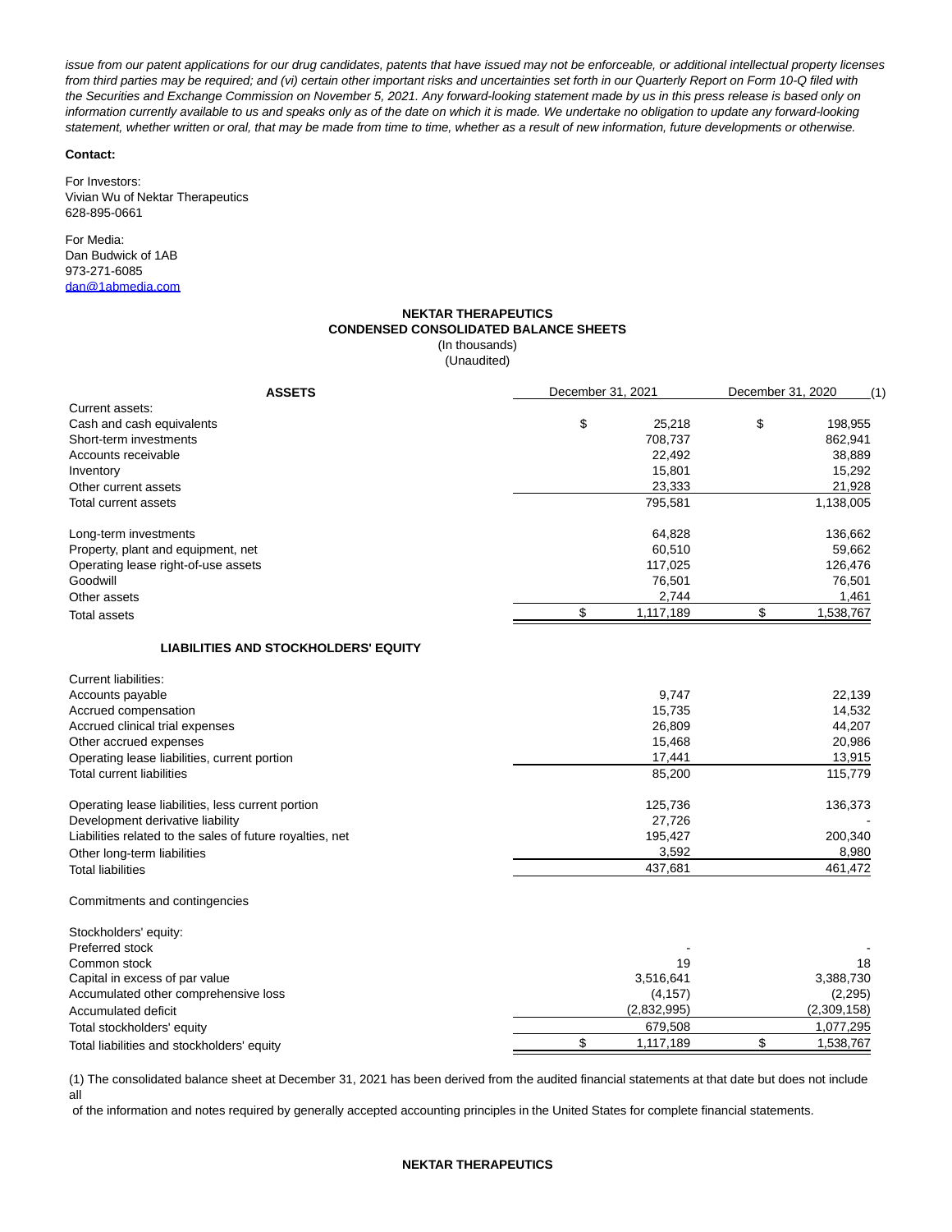*issue from our patent applications for our drug candidates, patents that have issued may not be enforceable, or additional intellectual property licenses from third parties may be required; and (vi) certain other important risks and uncertainties set forth in our Quarterly Report on Form 10-Q filed with the Securities and Exchange Commission on November 5, 2021. Any forward-looking statement made by us in this press release is based only on information currently available to us and speaks only as of the date on which it is made. We undertake no obligation to update any forward-looking statement, whether written or oral, that may be made from time to time, whether as a result of new information, future developments or otherwise.*

**Contact:**

For Investors:
Vivian Wu of Nektar Therapeutics
628-895-0661

For Media:
Dan Budwick of 1AB
973-271-6085
dan@1abmedia.com

**NEKTAR THERAPEUTICS**
**CONDENSED CONSOLIDATED BALANCE SHEETS**
(In thousands)
(Unaudited)

| **ASSETS** | December 31, 2021 | December 31, 2020 (1) |
|---|---|---|
| Current assets: | | |
| Cash and cash equivalents | $ 25,218 | $ 198,955 |
| Short-term investments | 708,737 | 862,941 |
| Accounts receivable | 22,492 | 38,889 |
| Inventory | 15,801 | 15,292 |
| Other current assets | 23,333 | 21,928 |
| Total current assets | 795,581 | 1,138,005 |
| Long-term investments | 64,828 | 136,662 |
| Property, plant and equipment, net | 60,510 | 59,662 |
| Operating lease right-of-use assets | 117,025 | 126,476 |
| Goodwill | 76,501 | 76,501 |
| Other assets | 2,744 | 1,461 |
| Total assets | $ 1,117,189 | $ 1,538,767 |
| **LIABILITIES AND STOCKHOLDERS' EQUITY** | | |
| Current liabilities: | | |
| Accounts payable | 9,747 | 22,139 |
| Accrued compensation | 15,735 | 14,532 |
| Accrued clinical trial expenses | 26,809 | 44,207 |
| Other accrued expenses | 15,468 | 20,986 |
| Operating lease liabilities, current portion | 17,441 | 13,915 |
| Total current liabilities | 85,200 | 115,779 |
| Operating lease liabilities, less current portion | 125,736 | 136,373 |
| Development derivative liability | 27,726 | - |
| Liabilities related to the sales of future royalties, net | 195,427 | 200,340 |
| Other long-term liabilities | 3,592 | 8,980 |
| Total liabilities | 437,681 | 461,472 |
| Commitments and contingencies | | |
| Stockholders' equity: | | |
| Preferred stock | - | - |
| Common stock | 19 | 18 |
| Capital in excess of par value | 3,516,641 | 3,388,730 |
| Accumulated other comprehensive loss | (4,157) | (2,295) |
| Accumulated deficit | (2,832,995) | (2,309,158) |
| Total stockholders' equity | 679,508 | 1,077,295 |
| Total liabilities and stockholders' equity | $ 1,117,189 | $ 1,538,767 |

(1) The consolidated balance sheet at December 31, 2021 has been derived from the audited financial statements at that date but does not include all
of the information and notes required by generally accepted accounting principles in the United States for complete financial statements.

**NEKTAR THERAPEUTICS**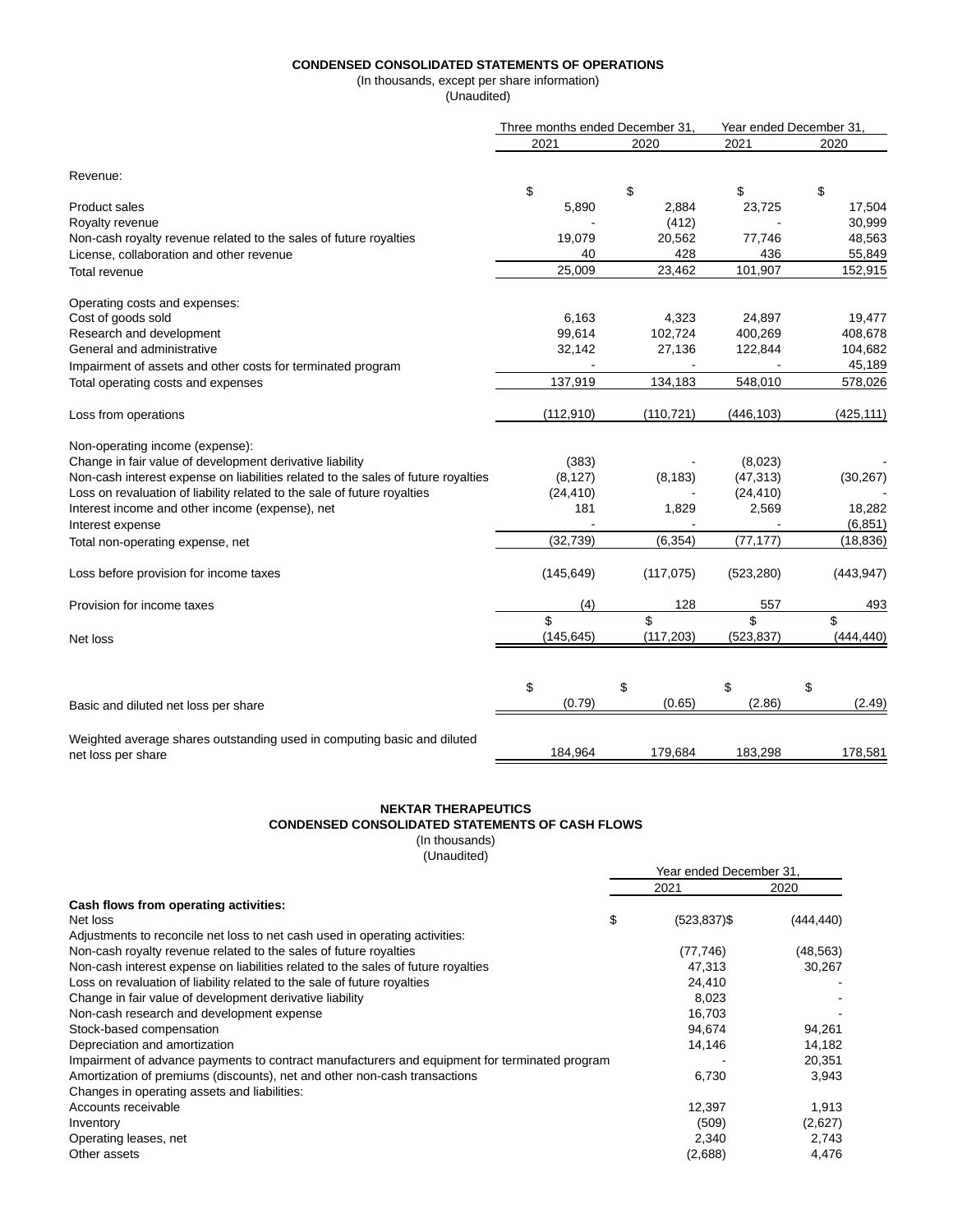**CONDENSED CONSOLIDATED STATEMENTS OF OPERATIONS**

(In thousands, except per share information)

(Unaudited)

| | Three months ended December 31, | | Year ended December 31, | |
|---|---|---|---|---|
| | 2021 | 2020 | 2021 | 2020 |
| Revenue: | | | | |
| Product sales | $ 5,890 | $ 2,884 | $ 23,725 | $ 17,504 |
| Royalty revenue | - | (412) | - | 30,999 |
| Non-cash royalty revenue related to the sales of future royalties | 19,079 | 20,562 | 77,746 | 48,563 |
| License, collaboration and other revenue | 40 | 428 | 436 | 55,849 |
| Total revenue | 25,009 | 23,462 | 101,907 | 152,915 |
| Operating costs and expenses: | | | | |
| Cost of goods sold | 6,163 | 4,323 | 24,897 | 19,477 |
| Research and development | 99,614 | 102,724 | 400,269 | 408,678 |
| General and administrative | 32,142 | 27,136 | 122,844 | 104,682 |
| Impairment of assets and other costs for terminated program | - | - | - | 45,189 |
| Total operating costs and expenses | 137,919 | 134,183 | 548,010 | 578,026 |
| Loss from operations | (112,910) | (110,721) | (446,103) | (425,111) |
| Non-operating income (expense): | | | | |
| Change in fair value of development derivative liability | (383) | - | (8,023) | - |
| Non-cash interest expense on liabilities related to the sales of future royalties | (8,127) | (8,183) | (47,313) | (30,267) |
| Loss on revaluation of liability related to the sale of future royalties | (24,410) | - | (24,410) | - |
| Interest income and other income (expense), net | 181 | 1,829 | 2,569 | 18,282 |
| Interest expense | - | - | - | (6,851) |
| Total non-operating expense, net | (32,739) | (6,354) | (77,177) | (18,836) |
| Loss before provision for income taxes | (145,649) | (117,075) | (523,280) | (443,947) |
| Provision for income taxes | (4) | 128 | 557 | 493 |
| Net loss | $ (145,645) | $ (117,203) | $ (523,837) | $ (444,440) |
| Basic and diluted net loss per share | $ (0.79) | $ (0.65) | $ (2.86) | $ (2.49) |
| Weighted average shares outstanding used in computing basic and diluted net loss per share | 184,964 | 179,684 | 183,298 | 178,581 |

**NEKTAR THERAPEUTICS**

**CONDENSED CONSOLIDATED STATEMENTS OF CASH FLOWS**

(In thousands)

(Unaudited)

| | Year ended December 31, | |
|---|---|---|
| | 2021 | 2020 |
| **Cash flows from operating activities:** | | |
| Net loss | $ (523,837) | $ (444,440) |
| Adjustments to reconcile net loss to net cash used in operating activities: | | |
| Non-cash royalty revenue related to the sales of future royalties | (77,746) | (48,563) |
| Non-cash interest expense on liabilities related to the sales of future royalties | 47,313 | 30,267 |
| Loss on revaluation of liability related to the sale of future royalties | 24,410 | - |
| Change in fair value of development derivative liability | 8,023 | - |
| Non-cash research and development expense | 16,703 | - |
| Stock-based compensation | 94,674 | 94,261 |
| Depreciation and amortization | 14,146 | 14,182 |
| Impairment of advance payments to contract manufacturers and equipment for terminated program | - | 20,351 |
| Amortization of premiums (discounts), net and other non-cash transactions | 6,730 | 3,943 |
| Changes in operating assets and liabilities: | | |
| Accounts receivable | 12,397 | 1,913 |
| Inventory | (509) | (2,627) |
| Operating leases, net | 2,340 | 2,743 |
| Other assets | (2,688) | 4,476 |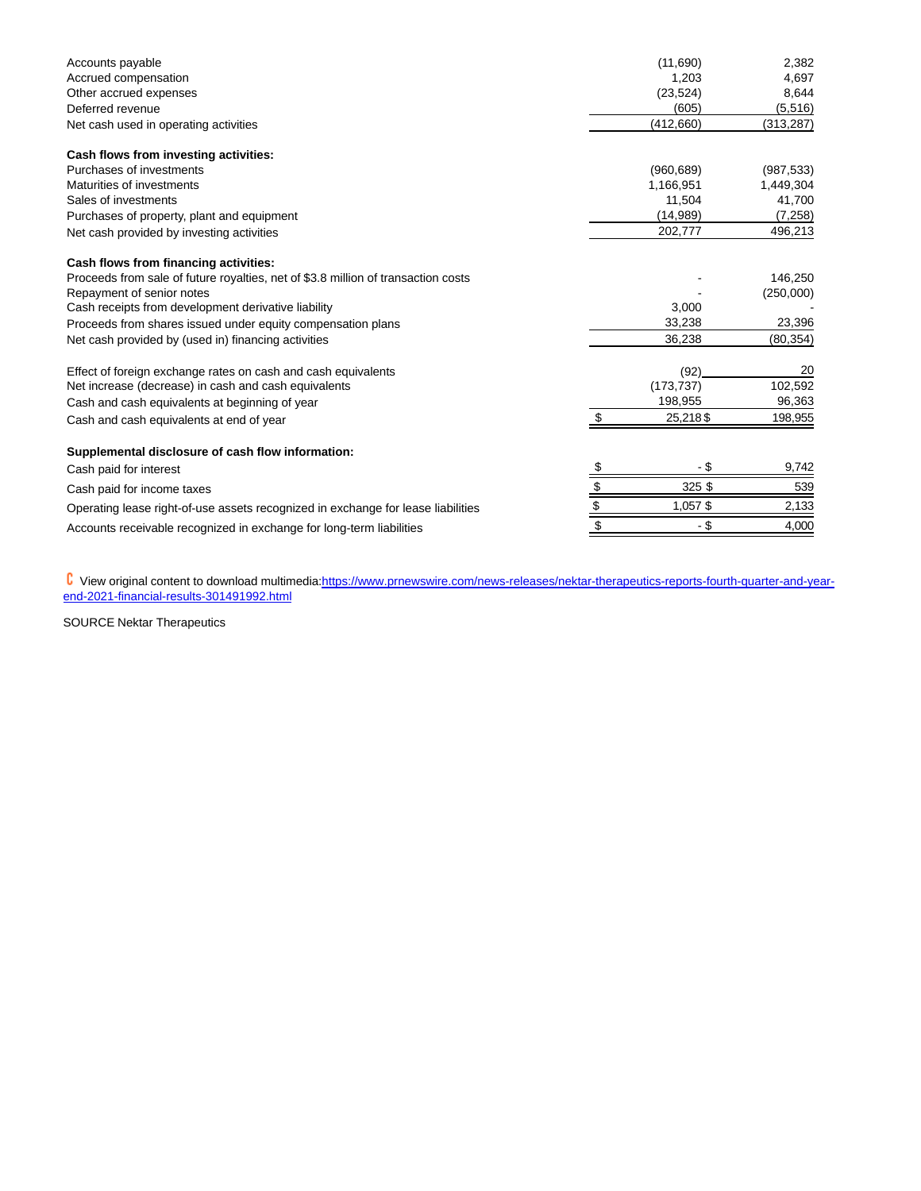| | | |
|---|---|---|
| Accounts payable | (11,690) | 2,382 |
| Accrued compensation | 1,203 | 4,697 |
| Other accrued expenses | (23,524) | 8,644 |
| Deferred revenue | (605) | (5,516) |
| Net cash used in operating activities | (412,660) | (313,287) |
| **Cash flows from investing activities:** | | |
| Purchases of investments | (960,689) | (987,533) |
| Maturities of investments | 1,166,951 | 1,449,304 |
| Sales of investments | 11,504 | 41,700 |
| Purchases of property, plant and equipment | (14,989) | (7,258) |
| Net cash provided by investing activities | 202,777 | 496,213 |
| **Cash flows from financing activities:** | | |
| Proceeds from sale of future royalties, net of $3.8 million of transaction costs | - | 146,250 |
| Repayment of senior notes | - | (250,000) |
| Cash receipts from development derivative liability | 3,000 | - |
| Proceeds from shares issued under equity compensation plans | 33,238 | 23,396 |
| Net cash provided by (used in) financing activities | 36,238 | (80,354) |
| Effect of foreign exchange rates on cash and cash equivalents | (92) | 20 |
| Net increase (decrease) in cash and cash equivalents | (173,737) | 102,592 |
| Cash and cash equivalents at beginning of year | 198,955 | 96,363 |
| Cash and cash equivalents at end of year | $ 25,218 | $ 198,955 |
| **Supplemental disclosure of cash flow information:** | | |
| Cash paid for interest | $ - | $ 9,742 |
| Cash paid for income taxes | $ 325 | $ 539 |
| Operating lease right-of-use assets recognized in exchange for lease liabilities | $ 1,057 | $ 2,133 |
| Accounts receivable recognized in exchange for long-term liabilities | $ - | $ 4,000 |

View original content to download multimedia:https://www.prnewswire.com/news-releases/nektar-therapeutics-reports-fourth-quarter-and-year-end-2021-financial-results-301491992.html

SOURCE Nektar Therapeutics